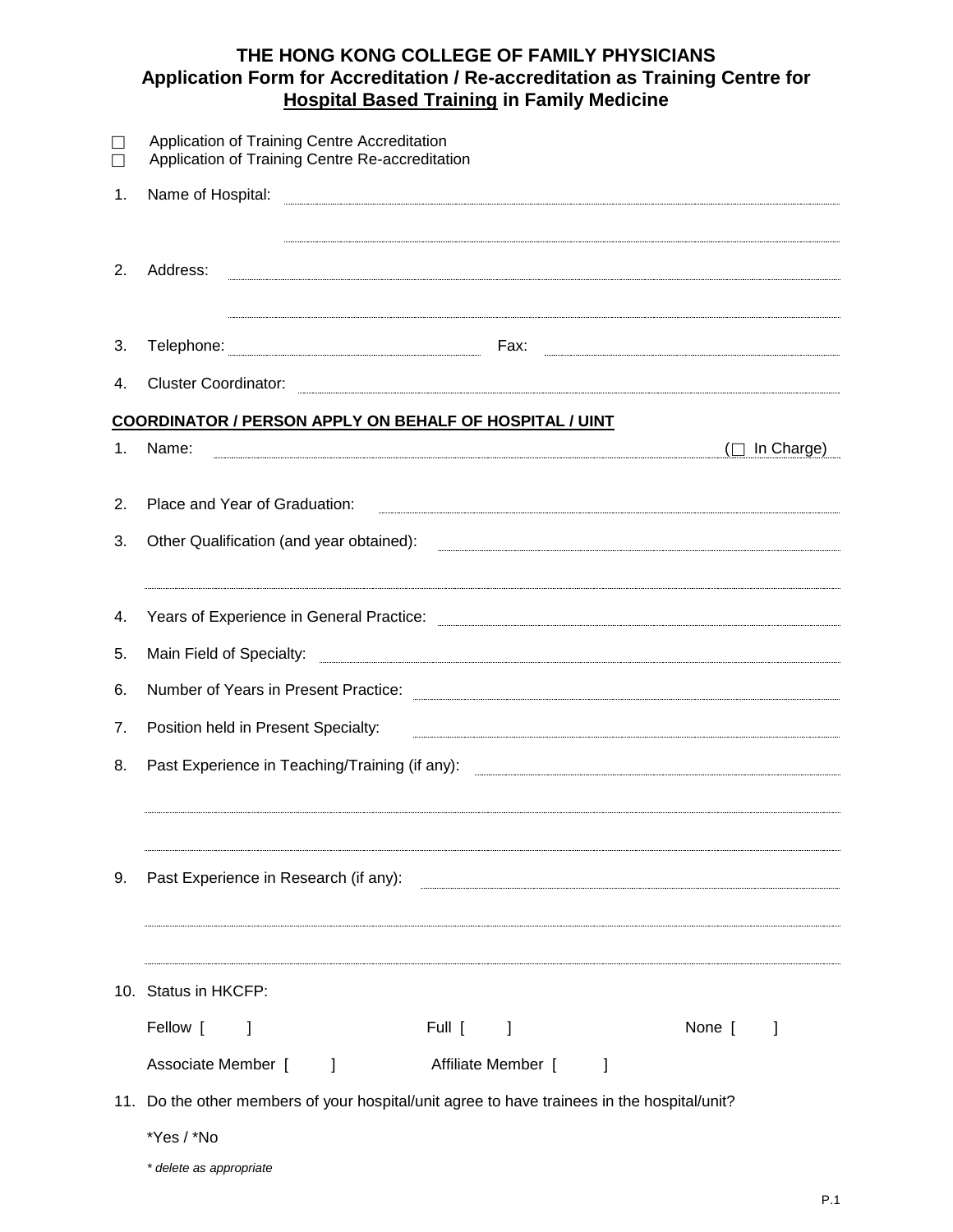# THE HONG KONG COLLEGE OF FAMILY PHYSICIANS

## Application Form for Accreditation / Re-accreditation as Training Centre for Hospital Based Training in Family Medicine

☐ Application of Training Centre Accreditation
☐ Application of Training Centre Re-accreditation

1. Name of Hospital: ______________________________

   ______________________________

2. Address: ______________________________

   ______________________________

3. Telephone: ______________ Fax: ______________

4. Cluster Coordinator: ______________________________

**COORDINATOR / PERSON APPLY ON BEHALF OF HOSPITAL / UINT**

1. Name: ______________________________ (☐ In Charge)

2. Place and Year of Graduation: ______________________________

3. Other Qualification (and year obtained): ______________________________

   ______________________________

4. Years of Experience in General Practice: ______________________________

5. Main Field of Specialty: ______________________________

6. Number of Years in Present Practice: ______________________________

7. Position held in Present Specialty: ______________________________

8. Past Experience in Teaching/Training (if any): ______________________________

   ______________________________

   ______________________________

9. Past Experience in Research (if any): ______________________________

   ______________________________

   ______________________________

10. Status in HKCFP:

    Fellow [ ] Full [ ] None [ ]

    Associate Member [ ] Affiliate Member [ ]

11. Do the other members of your hospital/unit agree to have trainees in the hospital/unit?

    *Yes / *No

    *\* delete as appropriate*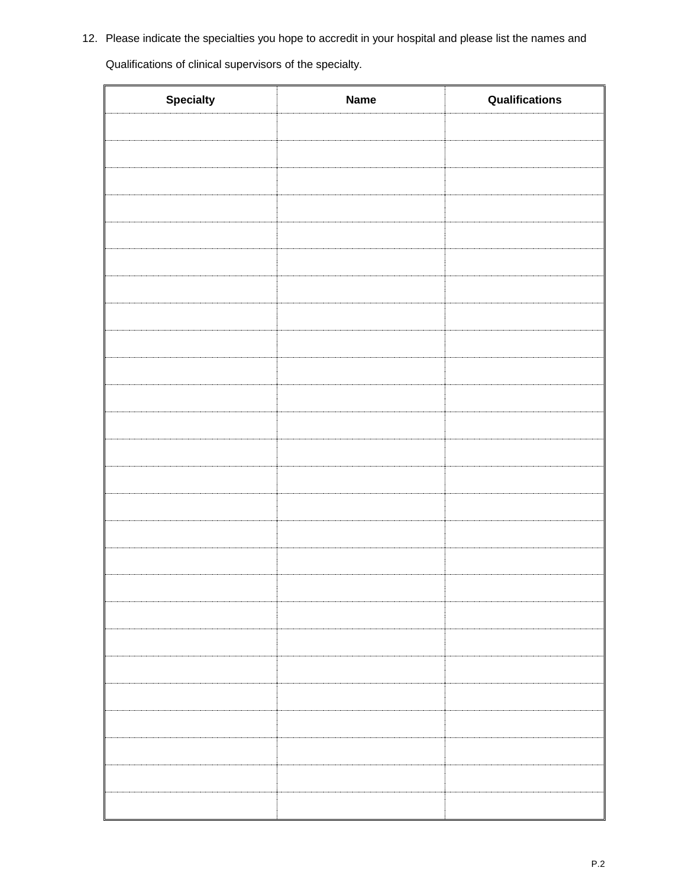12. Please indicate the specialties you hope to accredit in your hospital and please list the names and Qualifications of clinical supervisors of the specialty.

| Specialty | Name | Qualifications |
|---|---|---|
| | | |
| | | |
| | | |
| | | |
| | | |
| | | |
| | | |
| | | |
| | | |
| | | |
| | | |
| | | |
| | | |
| | | |
| | | |
| | | |
| | | |
| | | |
| | | |
| | | |
| | | |
| | | |
| | | |
| | | |
| | | |
| | | |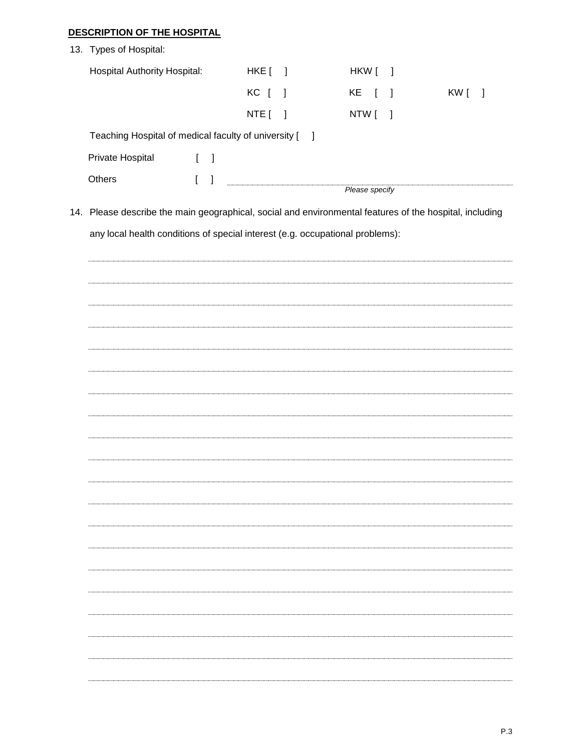**DESCRIPTION OF THE HOSPITAL**

13. Types of Hospital:

    Hospital Authority Hospital: HKE [ ] HKW [ ]

    KC [ ] KE [ ] KW [ ]

    NTE [ ] NTW [ ]

    Teaching Hospital of medical faculty of university [ ]

    Private Hospital [ ]

    Others [ ] ____________________________________________

    *Please specify*

14. Please describe the main geographical, social and environmental features of the hospital, including any local health conditions of special interest (e.g. occupational problems):

    ____________________________________________

    ____________________________________________

    ____________________________________________

    ____________________________________________

    ____________________________________________

    ____________________________________________

    ____________________________________________

    ____________________________________________

    ____________________________________________

    ____________________________________________

    ____________________________________________

    ____________________________________________

    ____________________________________________

    ____________________________________________

    ____________________________________________

    ____________________________________________

    ____________________________________________

    ____________________________________________

    ____________________________________________

    ____________________________________________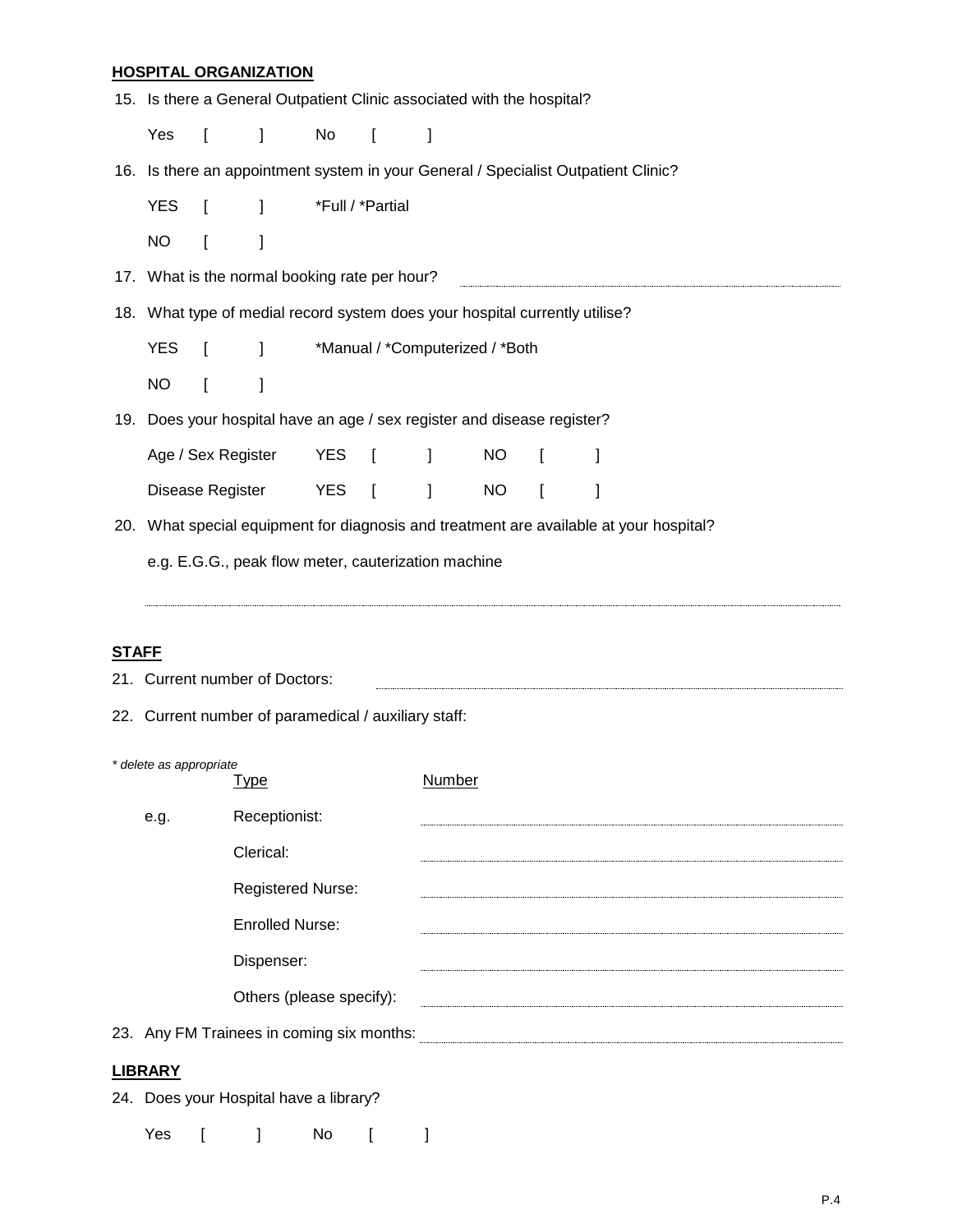## HOSPITAL ORGANIZATION

15. Is there a General Outpatient Clinic associated with the hospital?

    Yes [ ] No [ ]

16. Is there an appointment system in your General / Specialist Outpatient Clinic?

    YES [ ] *Full / *Partial

    NO [ ]

17. What is the normal booking rate per hour? ..............................

18. What type of medial record system does your hospital currently utilise?

    YES [ ] *Manual / *Computerized / *Both

    NO [ ]

19. Does your hospital have an age / sex register and disease register?

    Age / Sex Register YES [ ] NO [ ]

    Disease Register YES [ ] NO [ ]

20. What special equipment for diagnosis and treatment are available at your hospital?

    e.g. E.G.G., peak flow meter, cauterization machine

    ..............................

## STAFF

21. Current number of Doctors: ..............................

22. Current number of paramedical / auxiliary staff:

*\* delete as appropriate*

| | Type | Number |
|---|---|---|
| e.g. | Receptionist: | |
| | Clerical: | |
| | Registered Nurse: | |
| | Enrolled Nurse: | |
| | Dispenser: | |
| | Others (please specify): | |

23. Any FM Trainees in coming six months: ..............................

## LIBRARY

24. Does your Hospital have a library?

    Yes [ ] No [ ]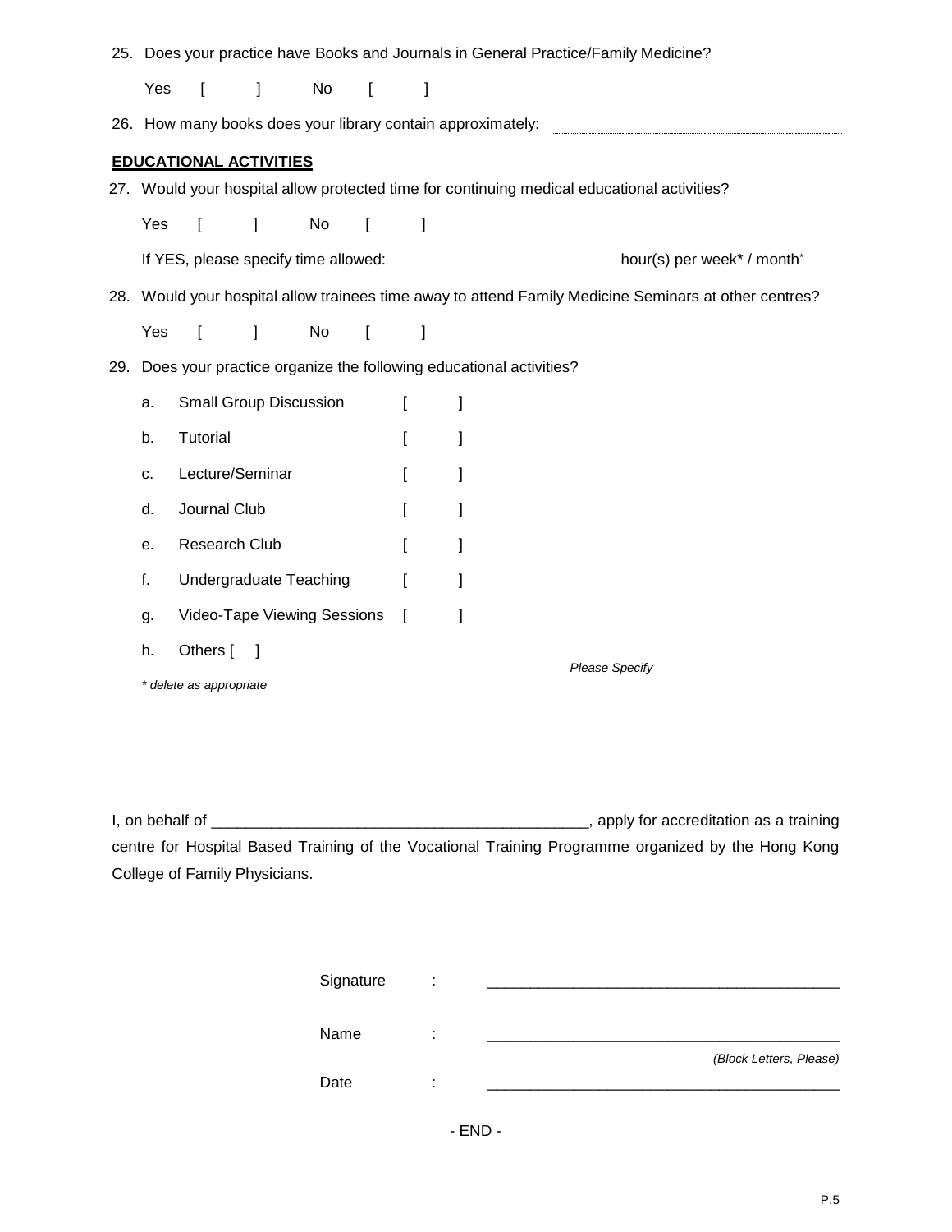25. Does your practice have Books and Journals in General Practice/Family Medicine?

Yes [ ] No [ ]

26. How many books does your library contain approximately: ..........................................

**EDUCATIONAL ACTIVITIES**

27. Would your hospital allow protected time for continuing medical educational activities?

Yes [ ] No [ ]

If YES, please specify time allowed: .............................. hour(s) per week* / month*

28. Would your hospital allow trainees time away to attend Family Medicine Seminars at other centres?

Yes [ ] No [ ]

29. Does your practice organize the following educational activities?

a. Small Group Discussion [ ]

b. Tutorial [ ]

c. Lecture/Seminar [ ]

d. Journal Club [ ]

e. Research Club [ ]

f. Undergraduate Teaching [ ]

g. Video-Tape Viewing Sessions [ ]

h. Others [ ] ..........................................
*Please Specify*

*\* delete as appropriate*

I, on behalf of _____________________________________________, apply for accreditation as a training centre for Hospital Based Training of the Vocational Training Programme organized by the Hong Kong College of Family Physicians.

Signature : ________________________________________

Name : ________________________________________
*(Block Letters, Please)*

Date : ________________________________________

\- END -